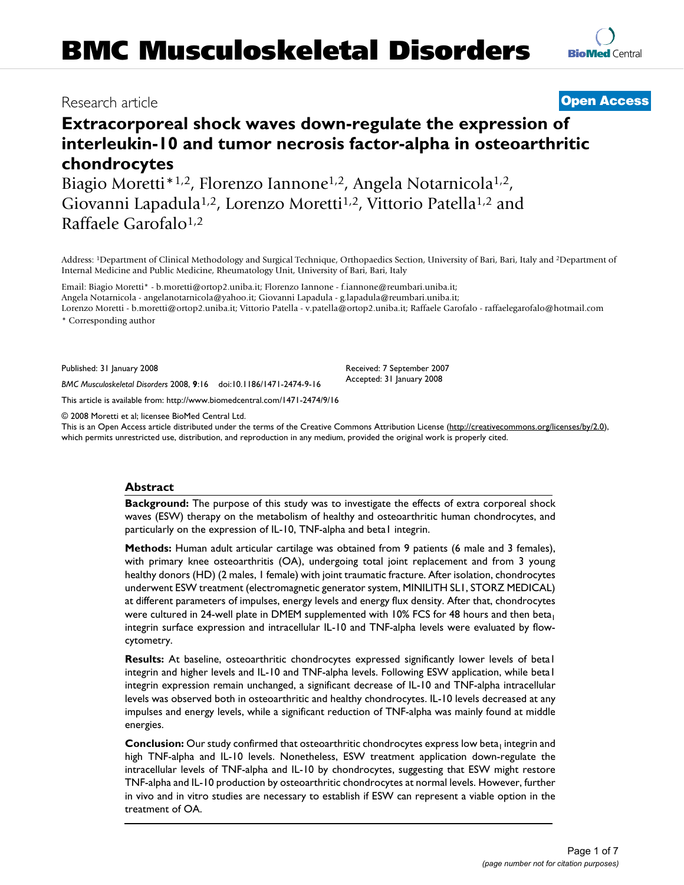BMC Musculoskeletal Disorders

Research article

**Open Access**

# Extracorporeal shock waves down-regulate the expression of interleukin-10 and tumor necrosis factor-alpha in osteoarthritic chondrocytes

Biagio Moretti*[1,2], Florenzo Iannone[1,2], Angela Notarnicola[1,2], Giovanni Lapadula[1,2], Lorenzo Moretti[1,2], Vittorio Patella[1,2] and Raffaele Garofalo[1,2]

Address: [1]Department of Clinical Methodology and Surgical Technique, Orthopaedics Section, University of Bari, Bari, Italy and [2]Department of Internal Medicine and Public Medicine, Rheumatology Unit, University of Bari, Bari, Italy

Email: Biagio Moretti* - b.moretti@ortop2.uniba.it; Florenzo Iannone - f.iannone@reumbari.uniba.it; Angela Notarnicola - angelanotarnicola@yahoo.it; Giovanni Lapadula - g.lapadula@reumbari.uniba.it; Lorenzo Moretti - b.moretti@ortop2.uniba.it; Vittorio Patella - v.patella@ortop2.uniba.it; Raffaele Garofalo - raffaelegarofalo@hotmail.com

\* Corresponding author

Published: 31 January 2008

*BMC Musculoskeletal Disorders* 2008, **9**:16 doi:10.1186/1471-2474-9-16

Received: 7 September 2007
Accepted: 31 January 2008

This article is available from: http://www.biomedcentral.com/1471-2474/9/16

© 2008 Moretti et al; licensee BioMed Central Ltd.
This is an Open Access article distributed under the terms of the Creative Commons Attribution License (http://creativecommons.org/licenses/by/2.0), which permits unrestricted use, distribution, and reproduction in any medium, provided the original work is properly cited.

## Abstract

**Background:** The purpose of this study was to investigate the effects of extra corporeal shock waves (ESW) therapy on the metabolism of healthy and osteoarthritic human chondrocytes, and particularly on the expression of IL-10, TNF-alpha and beta1 integrin.

**Methods:** Human adult articular cartilage was obtained from 9 patients (6 male and 3 females), with primary knee osteoarthritis (OA), undergoing total joint replacement and from 3 young healthy donors (HD) (2 males, 1 female) with joint traumatic fracture. After isolation, chondrocytes underwent ESW treatment (electromagnetic generator system, MINILITH SL1, STORZ MEDICAL) at different parameters of impulses, energy levels and energy flux density. After that, chondrocytes were cultured in 24-well plate in DMEM supplemented with 10% FCS for 48 hours and then $beta_1$ integrin surface expression and intracellular IL-10 and TNF-alpha levels were evaluated by flow-cytometry.

**Results:** At baseline, osteoarthritic chondrocytes expressed significantly lower levels of beta1 integrin and higher levels and IL-10 and TNF-alpha levels. Following ESW application, while beta1 integrin expression remain unchanged, a significant decrease of IL-10 and TNF-alpha intracellular levels was observed both in osteoarthritic and healthy chondrocytes. IL-10 levels decreased at any impulses and energy levels, while a significant reduction of TNF-alpha was mainly found at middle energies.

**Conclusion:** Our study confirmed that osteoarthritic chondrocytes express low $beta_1$ integrin and high TNF-alpha and IL-10 levels. Nonetheless, ESW treatment application down-regulate the intracellular levels of TNF-alpha and IL-10 by chondrocytes, suggesting that ESW might restore TNF-alpha and IL-10 production by osteoarthritic chondrocytes at normal levels. However, further in vivo and in vitro studies are necessary to establish if ESW can represent a viable option in the treatment of OA.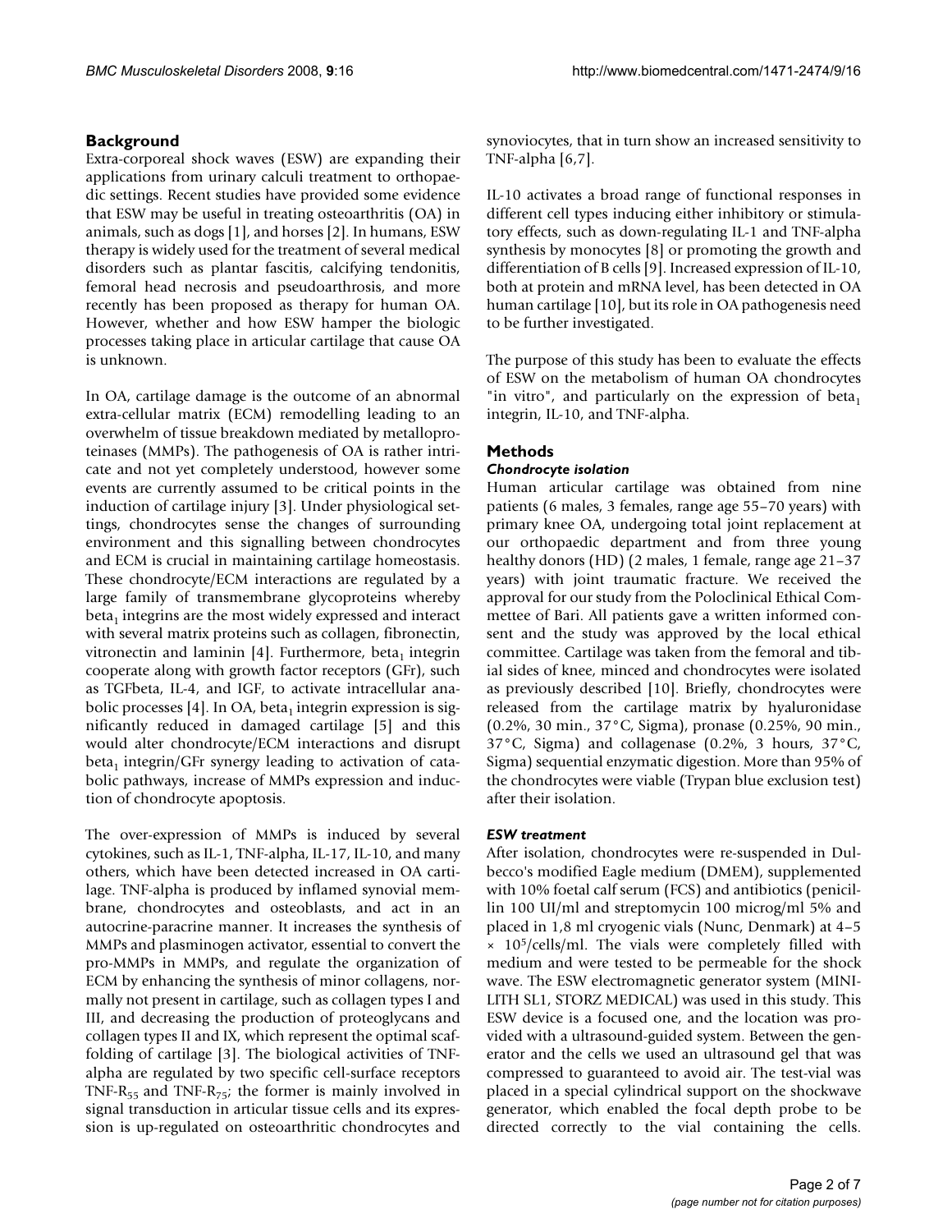## Background

Extra-corporeal shock waves (ESW) are expanding their applications from urinary calculi treatment to orthopaedic settings. Recent studies have provided some evidence that ESW may be useful in treating osteoarthritis (OA) in animals, such as dogs [1], and horses [2]. In humans, ESW therapy is widely used for the treatment of several medical disorders such as plantar fascitis, calcifying tendonitis, femoral head necrosis and pseudoarthrosis, and more recently has been proposed as therapy for human OA. However, whether and how ESW hamper the biologic processes taking place in articular cartilage that cause OA is unknown.

In OA, cartilage damage is the outcome of an abnormal extra-cellular matrix (ECM) remodelling leading to an overwhelm of tissue breakdown mediated by metalloproteinases (MMPs). The pathogenesis of OA is rather intricate and not yet completely understood, however some events are currently assumed to be critical points in the induction of cartilage injury [3]. Under physiological settings, chondrocytes sense the changes of surrounding environment and this signalling between chondrocytes and ECM is crucial in maintaining cartilage homeostasis. These chondrocyte/ECM interactions are regulated by a large family of transmembrane glycoproteins whereby beta$_1$ integrins are the most widely expressed and interact with several matrix proteins such as collagen, fibronectin, vitronectin and laminin [4]. Furthermore, beta$_1$ integrin cooperate along with growth factor receptors (GFr), such as TGFbeta, IL-4, and IGF, to activate intracellular anabolic processes [4]. In OA, beta$_1$ integrin expression is significantly reduced in damaged cartilage [5] and this would alter chondrocyte/ECM interactions and disrupt beta$_1$ integrin/GFr synergy leading to activation of catabolic pathways, increase of MMPs expression and induction of chondrocyte apoptosis.

The over-expression of MMPs is induced by several cytokines, such as IL-1, TNF-alpha, IL-17, IL-10, and many others, which have been detected increased in OA cartilage. TNF-alpha is produced by inflamed synovial membrane, chondrocytes and osteoblasts, and act in an autocrine-paracrine manner. It increases the synthesis of MMPs and plasminogen activator, essential to convert the pro-MMPs in MMPs, and regulate the organization of ECM by enhancing the synthesis of minor collagens, normally not present in cartilage, such as collagen types I and III, and decreasing the production of proteoglycans and collagen types II and IX, which represent the optimal scaffolding of cartilage [3]. The biological activities of TNF-alpha are regulated by two specific cell-surface receptors TNF-R$_{55}$ and TNF-R$_{75}$; the former is mainly involved in signal transduction in articular tissue cells and its expression is up-regulated on osteoarthritic chondrocytes and synoviocytes, that in turn show an increased sensitivity to TNF-alpha [6,7].

IL-10 activates a broad range of functional responses in different cell types inducing either inhibitory or stimulatory effects, such as down-regulating IL-1 and TNF-alpha synthesis by monocytes [8] or promoting the growth and differentiation of B cells [9]. Increased expression of IL-10, both at protein and mRNA level, has been detected in OA human cartilage [10], but its role in OA pathogenesis need to be further investigated.

The purpose of this study has been to evaluate the effects of ESW on the metabolism of human OA chondrocytes "in vitro", and particularly on the expression of beta$_1$ integrin, IL-10, and TNF-alpha.

## Methods

### *Chondrocyte isolation*

Human articular cartilage was obtained from nine patients (6 males, 3 females, range age 55–70 years) with primary knee OA, undergoing total joint replacement at our orthopaedic department and from three young healthy donors (HD) (2 males, 1 female, range age 21–37 years) with joint traumatic fracture. We received the approval for our study from the Poloclinical Ethical Commettee of Bari. All patients gave a written informed consent and the study was approved by the local ethical committee. Cartilage was taken from the femoral and tibial sides of knee, minced and chondrocytes were isolated as previously described [10]. Briefly, chondrocytes were released from the cartilage matrix by hyaluronidase (0.2%, 30 min., 37°C, Sigma), pronase (0.25%, 90 min., 37°C, Sigma) and collagenase (0.2%, 3 hours, 37°C, Sigma) sequential enzymatic digestion. More than 95% of the chondrocytes were viable (Trypan blue exclusion test) after their isolation.

### *ESW treatment*

After isolation, chondrocytes were re-suspended in Dulbecco's modified Eagle medium (DMEM), supplemented with 10% foetal calf serum (FCS) and antibiotics (penicillin 100 UI/ml and streptomycin 100 microg/ml 5% and placed in 1,8 ml cryogenic vials (Nunc, Denmark) at 4–5 $\times$ $10^5$/cells/ml. The vials were completely filled with medium and were tested to be permeable for the shock wave. The ESW electromagnetic generator system (MINILITH SL1, STORZ MEDICAL) was used in this study. This ESW device is a focused one, and the location was provided with a ultrasound-guided system. Between the generator and the cells we used an ultrasound gel that was compressed to guaranteed to avoid air. The test-vial was placed in a special cylindrical support on the shockwave generator, which enabled the focal depth probe to be directed correctly to the vial containing the cells.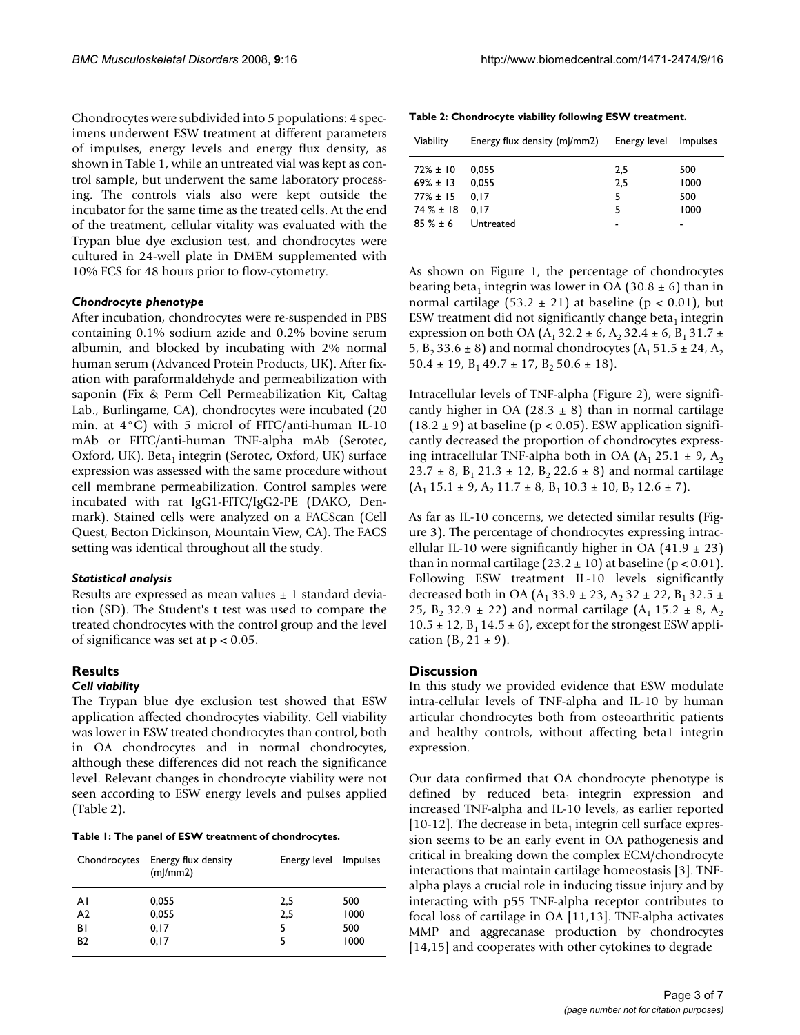Chondrocytes were subdivided into 5 populations: 4 specimens underwent ESW treatment at different parameters of impulses, energy levels and energy flux density, as shown in Table 1, while an untreated vial was kept as control sample, but underwent the same laboratory processing. The controls vials also were kept outside the incubator for the same time as the treated cells. At the end of the treatment, cellular vitality was evaluated with the Trypan blue dye exclusion test, and chondrocytes were cultured in 24-well plate in DMEM supplemented with 10% FCS for 48 hours prior to flow-cytometry.

### *Chondrocyte phenotype*

After incubation, chondrocytes were re-suspended in PBS containing 0.1% sodium azide and 0.2% bovine serum albumin, and blocked by incubating with 2% normal human serum (Advanced Protein Products, UK). After fixation with paraformaldehyde and permeabilization with saponin (Fix & Perm Cell Permeabilization Kit, Caltag Lab., Burlingame, CA), chondrocytes were incubated (20 min. at 4°C) with 5 microl of FITC/anti-human IL-10 mAb or FITC/anti-human TNF-alpha mAb (Serotec, Oxford, UK). Beta$_1$ integrin (Serotec, Oxford, UK) surface expression was assessed with the same procedure without cell membrane permeabilization. Control samples were incubated with rat IgG1-FITC/IgG2-PE (DAKO, Denmark). Stained cells were analyzed on a FACScan (Cell Quest, Becton Dickinson, Mountain View, CA). The FACS setting was identical throughout all the study.

### *Statistical analysis*

Results are expressed as mean values ± 1 standard deviation (SD). The Student's t test was used to compare the treated chondrocytes with the control group and the level of significance was set at $p < 0.05$.

## Results

### *Cell viability*

The Trypan blue dye exclusion test showed that ESW application affected chondrocytes viability. Cell viability was lower in ESW treated chondrocytes than control, both in OA chondrocytes and in normal chondrocytes, although these differences did not reach the significance level. Relevant changes in chondrocyte viability were not seen according to ESW energy levels and pulses applied (Table 2).

**Table 1: The panel of ESW treatment of chondrocytes.**

| Chondrocytes | Energy flux density (mJ/mm2) | Energy level | Impulses |
|---|---|---|---|
| A1 | 0,055 | 2,5 | 500 |
| A2 | 0,055 | 2,5 | 1000 |
| B1 | 0,17 | 5 | 500 |
| B2 | 0,17 | 5 | 1000 |

**Table 2: Chondrocyte viability following ESW treatment.**

| Viability | Energy flux density (mJ/mm2) | Energy level | Impulses |
|---|---|---|---|
| 72% ± 10 | 0,055 | 2,5 | 500 |
| 69% ± 13 | 0,055 | 2,5 | 1000 |
| 77% ± 15 | 0,17 | 5 | 500 |
| 74 % ± 18 | 0,17 | 5 | 1000 |
| 85 % ± 6 | Untreated | - | - |

As shown on Figure 1, the percentage of chondrocytes bearing beta$_1$ integrin was lower in OA (30.8 ± 6) than in normal cartilage (53.2 ± 21) at baseline ($p < 0.01$), but ESW treatment did not significantly change beta$_1$ integrin expression on both OA ($A_1$ 32.2 ± 6, $A_2$ 32.4 ± 6, $B_1$ 31.7 ± 5, $B_2$ 33.6 ± 8) and normal chondrocytes ($A_1$ 51.5 ± 24, $A_2$ 50.4 ± 19, $B_1$ 49.7 ± 17, $B_2$ 50.6 ± 18).

Intracellular levels of TNF-alpha (Figure 2), were significantly higher in OA (28.3 ± 8) than in normal cartilage (18.2 ± 9) at baseline ($p < 0.05$). ESW application significantly decreased the proportion of chondrocytes expressing intracellular TNF-alpha both in OA ($A_1$ 25.1 ± 9, $A_2$ 23.7 ± 8, $B_1$ 21.3 ± 12, $B_2$ 22.6 ± 8) and normal cartilage ($A_1$ 15.1 ± 9, $A_2$ 11.7 ± 8, $B_1$ 10.3 ± 10, $B_2$ 12.6 ± 7).

As far as IL-10 concerns, we detected similar results (Figure 3). The percentage of chondrocytes expressing intracellular IL-10 were significantly higher in OA (41.9 ± 23) than in normal cartilage (23.2 ± 10) at baseline ($p < 0.01$). Following ESW treatment IL-10 levels significantly decreased both in OA ($A_1$ 33.9 ± 23, $A_2$ 32 ± 22, $B_1$ 32.5 ± 25, $B_2$ 32.9 ± 22) and normal cartilage ($A_1$ 15.2 ± 8, $A_2$ 10.5 ± 12, $B_1$ 14.5 ± 6), except for the strongest ESW application ($B_2$ 21 ± 9).

## Discussion

In this study we provided evidence that ESW modulate intra-cellular levels of TNF-alpha and IL-10 by human articular chondrocytes both from osteoarthritic patients and healthy controls, without affecting beta1 integrin expression.

Our data confirmed that OA chondrocyte phenotype is defined by reduced beta$_1$ integrin expression and increased TNF-alpha and IL-10 levels, as earlier reported [10-12]. The decrease in beta$_1$ integrin cell surface expression seems to be an early event in OA pathogenesis and critical in breaking down the complex ECM/chondrocyte interactions that maintain cartilage homeostasis [3]. TNF-alpha plays a crucial role in inducing tissue injury and by interacting with p55 TNF-alpha receptor contributes to focal loss of cartilage in OA [11,13]. TNF-alpha activates MMP and aggrecanase production by chondrocytes [14,15] and cooperates with other cytokines to degrade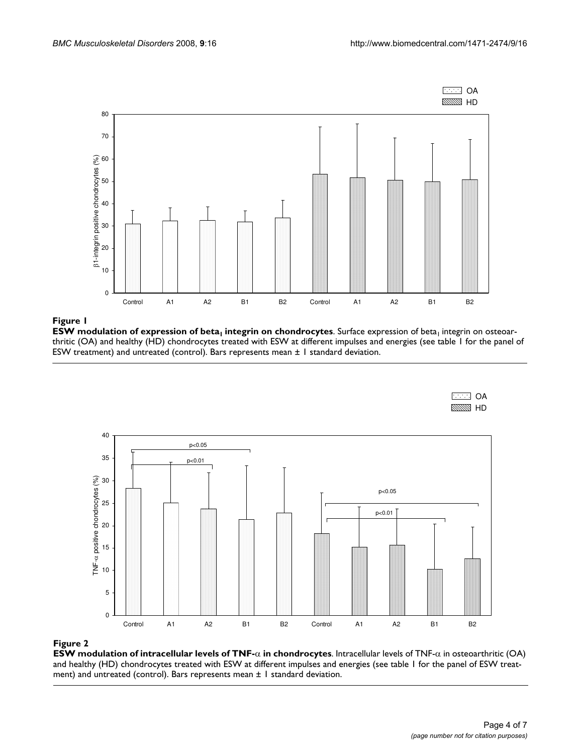**Figure 1**

**ESW modulation of expression of beta$_1$ integrin on chondrocytes**. Surface expression of beta$_1$ integrin on osteoarthritic (OA) and healthy (HD) chondrocytes treated with ESW at different impulses and energies (see table 1 for the panel of ESW treatment) and untreated (control). Bars represents mean ± 1 standard deviation.

**Figure 2**

**ESW modulation of intracellular levels of TNF-$\alpha$ in chondrocytes**. Intracellular levels of TNF-$\alpha$ in osteoarthritic (OA) and healthy (HD) chondrocytes treated with ESW at different impulses and energies (see table 1 for the panel of ESW treatment) and untreated (control). Bars represents mean ± 1 standard deviation.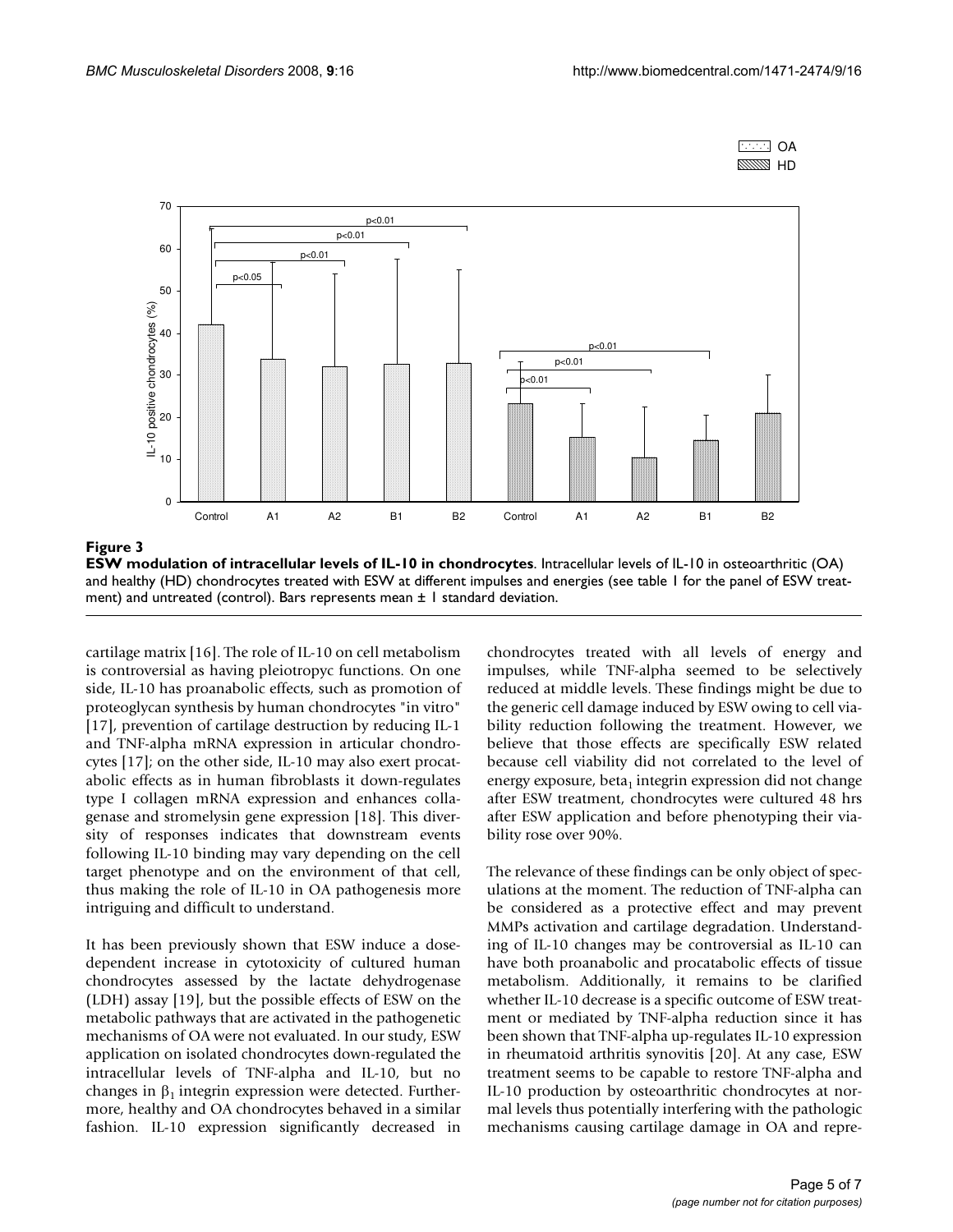**Figure 3**

**ESW modulation of intracellular levels of IL-10 in chondrocytes**. Intracellular levels of IL-10 in osteoarthritic (OA) and healthy (HD) chondrocytes treated with ESW at different impulses and energies (see table 1 for the panel of ESW treatment) and untreated (control). Bars represents mean ± 1 standard deviation.

cartilage matrix [16]. The role of IL-10 on cell metabolism is controversial as having pleiotropyc functions. On one side, IL-10 has proanabolic effects, such as promotion of proteoglycan synthesis by human chondrocytes "in vitro" [17], prevention of cartilage destruction by reducing IL-1 and TNF-alpha mRNA expression in articular chondrocytes [17]; on the other side, IL-10 may also exert procatabolic effects as in human fibroblasts it down-regulates type I collagen mRNA expression and enhances collagenase and stromelysin gene expression [18]. This diversity of responses indicates that downstream events following IL-10 binding may vary depending on the cell target phenotype and on the environment of that cell, thus making the role of IL-10 in OA pathogenesis more intriguing and difficult to understand.

It has been previously shown that ESW induce a dose-dependent increase in cytotoxicity of cultured human chondrocytes assessed by the lactate dehydrogenase (LDH) assay [19], but the possible effects of ESW on the metabolic pathways that are activated in the pathogenetic mechanisms of OA were not evaluated. In our study, ESW application on isolated chondrocytes down-regulated the intracellular levels of TNF-alpha and IL-10, but no changes in $\beta_1$ integrin expression were detected. Furthermore, healthy and OA chondrocytes behaved in a similar fashion. IL-10 expression significantly decreased in chondrocytes treated with all levels of energy and impulses, while TNF-alpha seemed to be selectively reduced at middle levels. These findings might be due to the generic cell damage induced by ESW owing to cell viability reduction following the treatment. However, we believe that those effects are specifically ESW related because cell viability did not correlated to the level of energy exposure, $beta_1$ integrin expression did not change after ESW treatment, chondrocytes were cultured 48 hrs after ESW application and before phenotyping their viability rose over 90%.

The relevance of these findings can be only object of speculations at the moment. The reduction of TNF-alpha can be considered as a protective effect and may prevent MMPs activation and cartilage degradation. Understanding of IL-10 changes may be controversial as IL-10 can have both proanabolic and procatabolic effects of tissue metabolism. Additionally, it remains to be clarified whether IL-10 decrease is a specific outcome of ESW treatment or mediated by TNF-alpha reduction since it has been shown that TNF-alpha up-regulates IL-10 expression in rheumatoid arthritis synovitis [20]. At any case, ESW treatment seems to be capable to restore TNF-alpha and IL-10 production by osteoarthritic chondrocytes at normal levels thus potentially interfering with the pathologic mechanisms causing cartilage damage in OA and repre-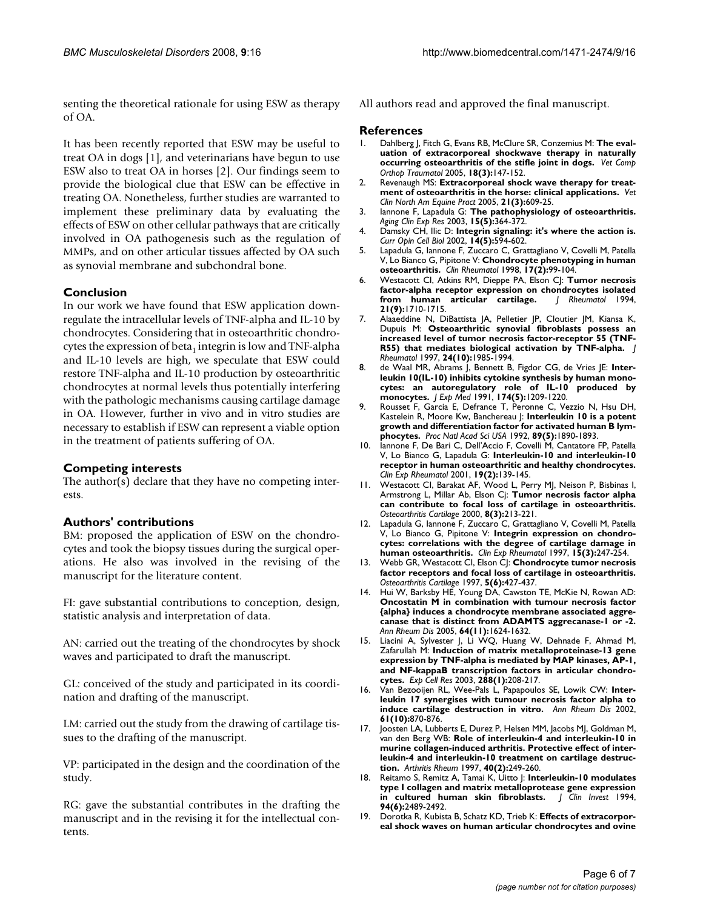senting the theoretical rationale for using ESW as therapy of OA.

It has been recently reported that ESW may be useful to treat OA in dogs [1], and veterinarians have begun to use ESW also to treat OA in horses [2]. Our findings seem to provide the biological clue that ESW can be effective in treating OA. Nonetheless, further studies are warranted to implement these preliminary data by evaluating the effects of ESW on other cellular pathways that are critically involved in OA pathogenesis such as the regulation of MMPs, and on other articular tissues affected by OA such as synovial membrane and subchondral bone.

## Conclusion

In our work we have found that ESW application down-regulate the intracellular levels of TNF-alpha and IL-10 by chondrocytes. Considering that in osteoarthritic chondrocytes the expression of $beta_1$ integrin is low and TNF-alpha and IL-10 levels are high, we speculate that ESW could restore TNF-alpha and IL-10 production by osteoarthritic chondrocytes at normal levels thus potentially interfering with the pathologic mechanisms causing cartilage damage in OA. However, further in vivo and in vitro studies are necessary to establish if ESW can represent a viable option in the treatment of patients suffering of OA.

## Competing interests

The author(s) declare that they have no competing interests.

## Authors' contributions

BM: proposed the application of ESW on the chondrocytes and took the biopsy tissues during the surgical operations. He also was involved in the revising of the manuscript for the literature content.

FI: gave substantial contributions to conception, design, statistic analysis and interpretation of data.

AN: carried out the treating of the chondrocytes by shock waves and participated to draft the manuscript.

GL: conceived of the study and participated in its coordination and drafting of the manuscript.

LM: carried out the study from the drawing of cartilage tissues to the drafting of the manuscript.

VP: participated in the design and the coordination of the study.

RG: gave the substantial contributes in the drafting the manuscript and in the revising it for the intellectual contents.

All authors read and approved the final manuscript.

## References

1. Dahlberg J, Fitch G, Evans RB, McClure SR, Conzemius M: **The evaluation of extracorporeal shockwave therapy in naturally occurring osteoarthritis of the stifle joint in dogs.** *Vet Comp Orthop Traumatol* 2005, **18(3):**147-152.
2. Revenaugh MS: **Extracorporeal shock wave therapy for treatment of osteoarthritis in the horse: clinical applications.** *Vet Clin North Am Equine Pract* 2005, **21(3):**609-25.
3. Iannone F, Lapadula G: **The pathophysiology of osteoarthritis.** *Aging Clin Exp Res* 2003, **15(5):**364-372.
4. Damsky CH, Ilic D: **Integrin signaling: it's where the action is.** *Curr Opin Cell Biol* 2002, **14(5):**594-602.
5. Lapadula G, Iannone F, Zuccaro C, Grattagliano V, Covelli M, Patella V, Lo Bianco G, Pipitone V: **Chondrocyte phenotyping in human osteoarthritis.** *Clin Rheumatol* 1998, **17(2):**99-104.
6. Westacott CI, Atkins RM, Dieppe PA, Elson CJ: **Tumor necrosis factor-alpha receptor expression on chondrocytes isolated from human articular cartilage.** *J Rheumatol* 1994, **21(9):**1710-1715.
7. Alaaeddine N, DiBattista JA, Pelletier JP, Cloutier JM, Kiansa K, Dupuis M: **Osteoarthritic synovial fibroblasts possess an increased level of tumor necrosis factor-receptor 55 (TNF-R55) that mediates biological activation by TNF-alpha.** *J Rheumatol* 1997, **24(10):**1985-1994.
8. de Waal MR, Abrams J, Bennett B, Figdor CG, de Vries JE: **Interleukin 10(IL-10) inhibits cytokine synthesis by human monocytes: an autoregulatory role of IL-10 produced by monocytes.** *J Exp Med* 1991, **174(5):**1209-1220.
9. Rousset F, Garcia E, Defrance T, Peronne C, Vezzio N, Hsu DH, Kastelein R, Moore Kw, Banchereau J: **Interleukin 10 is a potent growth and differentiation factor for activated human B lymphocytes.** *Proc Natl Acad Sci USA* 1992, **89(5):**1890-1893.
10. Iannone F, De Bari C, Dell'Accio F, Covelli M, Cantatore FP, Patella V, Lo Bianco G, Lapadula G: **Interleukin-10 and interleukin-10 receptor in human osteoarthritic and healthy chondrocytes.** *Clin Exp Rheumatol* 2001, **19(2):**139-145.
11. Westacott CI, Barakat AF, Wood L, Perry MJ, Neison P, Bisbinas I, Armstrong L, Millar Ab, Elson Cj: **Tumor necrosis factor alpha can contribute to focal loss of cartilage in osteoarthritis.** *Osteoarthritis Cartilage* 2000, **8(3):**213-221.
12. Lapadula G, Iannone F, Zuccaro C, Grattagliano V, Covelli M, Patella V, Lo Bianco G, Pipitone V: **Integrin expression on chondrocytes: correlations with the degree of cartilage damage in human osteoarthritis.** *Clin Exp Rheumatol* 1997, **15(3):**247-254.
13. Webb GR, Westacott CI, Elson CJ: **Chondrocyte tumor necrosis factor receptors and focal loss of cartilage in osteoarthritis.** *Osteoarthritis Cartilage* 1997, **5(6):**427-437.
14. Hui W, Barksby HE, Young DA, Cawston TE, McKie N, Rowan AD: **Oncostatin M in combination with tumour necrosis factor {alpha} induces a chondrocyte membrane associated aggrecanase that is distinct from ADAMTS aggrecanase-1 or -2.** *Ann Rheum Dis* 2005, **64(11):**1624-1632.
15. Liacini A, Sylvester J, Li WQ, Huang W, Dehnade F, Ahmad M, Zafarullah M: **Induction of matrix metalloproteinase-13 gene expression by TNF-alpha is mediated by MAP kinases, AP-1, and NF-kappaB transcription factors in articular chondrocytes.** *Exp Cell Res* 2003, **288(1):**208-217.
16. Van Bezooijen RL, Wee-Pals L, Papapoulos SE, Lowik CW: **Interleukin 17 synergises with tumour necrosis factor alpha to induce cartilage destruction in vitro.** *Ann Rheum Dis* 2002, **61(10):**870-876.
17. Joosten LA, Lubberts E, Durez P, Helsen MM, Jacobs MJ, Goldman M, van den Berg WB: **Role of interleukin-4 and interleukin-10 in murine collagen-induced arthritis. Protective effect of interleukin-4 and interleukin-10 treatment on cartilage destruction.** *Arthritis Rheum* 1997, **40(2):**249-260.
18. Reitamo S, Remitz A, Tamai K, Uitto J: **Interleukin-10 modulates type I collagen and matrix metalloprotease gene expression in cultured human skin fibroblasts.** *J Clin Invest* 1994, **94(6):**2489-2492.
19. Dorotka R, Kubista B, Schatz KD, Trieb K: **Effects of extracorporeal shock waves on human articular chondrocytes and ovine**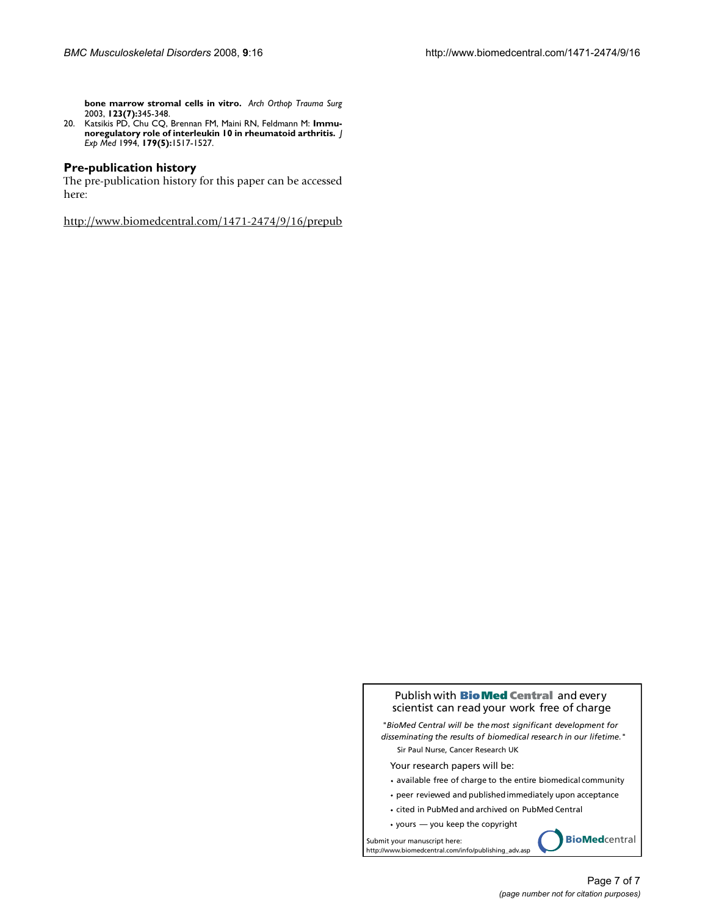bone marrow stromal cells in vitro.** *Arch Orthop Trauma Surg* 2003, **123(7):**345-348.

20. Katsikis PD, Chu CQ, Brennan FM, Maini RN, Feldmann M: **Immunoregulatory role of interleukin 10 in rheumatoid arthritis.** *J Exp Med* 1994, **179(5):**1517-1527.

## Pre-publication history

The pre-publication history for this paper can be accessed here:

http://www.biomedcentral.com/1471-2474/9/16/prepub

Publish with **BioMed Central** and every scientist can read your work free of charge

*"BioMed Central will be the most significant development for disseminating the results of biomedical research in our lifetime."*

Sir Paul Nurse, Cancer Research UK

Your research papers will be:

- available free of charge to the entire biomedical community
- peer reviewed and published immediately upon acceptance
- cited in PubMed and archived on PubMed Central
- yours — you keep the copyright

Submit your manuscript here:
http://www.biomedcentral.com/info/publishing_adv.asp

**BioMed**central